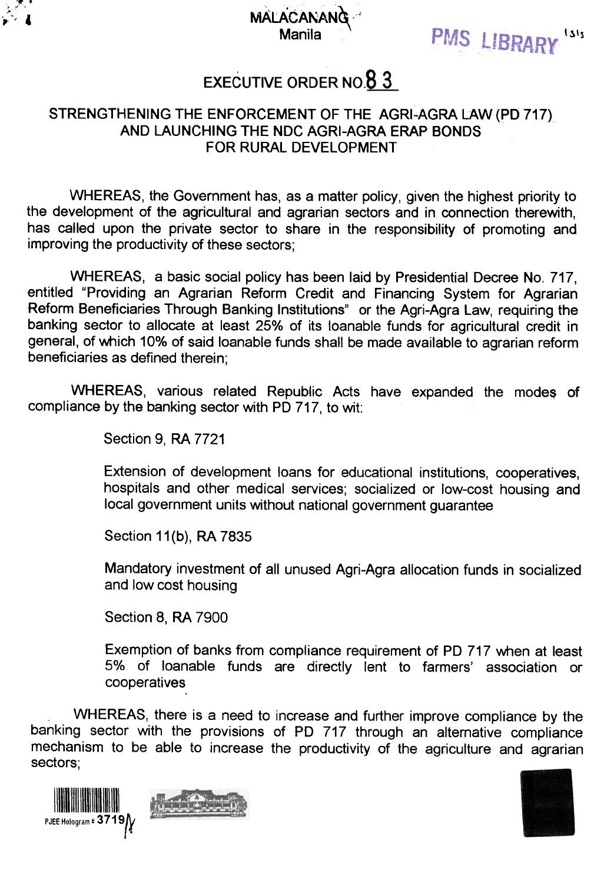MALACAÑANG
Manila

# EXECUTIVE ORDER NO. 83

## STRENGTHENING THE ENFORCEMENT OF THE AGRI-AGRA LAW (PD 717) AND LAUNCHING THE NDC AGRI-AGRA ERAP BONDS FOR RURAL DEVELOPMENT

WHEREAS, the Government has, as a matter policy, given the highest priority to the development of the agricultural and agrarian sectors and in connection therewith, has called upon the private sector to share in the responsibility of promoting and improving the productivity of these sectors;

WHEREAS, a basic social policy has been laid by Presidential Decree No. 717, entitled "Providing an Agrarian Reform Credit and Financing System for Agrarian Reform Beneficiaries Through Banking Institutions" or the Agri-Agra Law, requiring the banking sector to allocate at least 25% of its loanable funds for agricultural credit in general, of which 10% of said loanable funds shall be made available to agrarian reform beneficiaries as defined therein;

WHEREAS, various related Republic Acts have expanded the modes of compliance by the banking sector with PD 717, to wit:

> Section 9, RA 7721
>
> Extension of development loans for educational institutions, cooperatives, hospitals and other medical services; socialized or low-cost housing and local government units without national government guarantee
>
> Section 11(b), RA 7835
>
> Mandatory investment of all unused Agri-Agra allocation funds in socialized and low cost housing
>
> Section 8, RA 7900
>
> Exemption of banks from compliance requirement of PD 717 when at least 5% of loanable funds are directly lent to farmers' association or cooperatives

WHEREAS, there is a need to increase and further improve compliance by the banking sector with the provisions of PD 717 through an alternative compliance mechanism to be able to increase the productivity of the agriculture and agrarian sectors;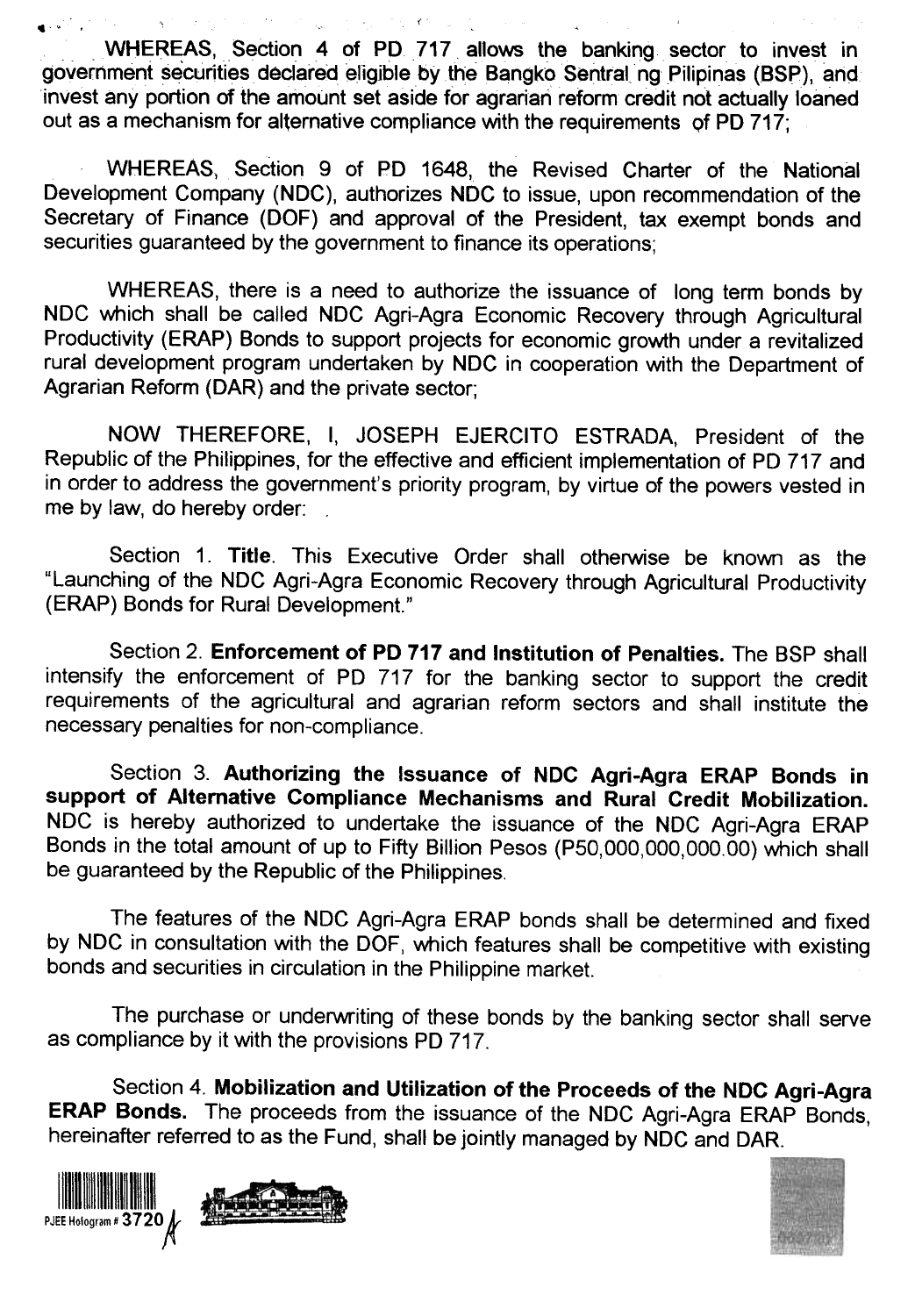WHEREAS, Section 4 of PD 717 allows the banking sector to invest in government securities declared eligible by the Bangko Sentral ng Pilipinas (BSP), and invest any portion of the amount set aside for agrarian reform credit not actually loaned out as a mechanism for alternative compliance with the requirements of PD 717;

WHEREAS, Section 9 of PD 1648, the Revised Charter of the National Development Company (NDC), authorizes NDC to issue, upon recommendation of the Secretary of Finance (DOF) and approval of the President, tax exempt bonds and securities guaranteed by the government to finance its operations;

WHEREAS, there is a need to authorize the issuance of long term bonds by NDC which shall be called NDC Agri-Agra Economic Recovery through Agricultural Productivity (ERAP) Bonds to support projects for economic growth under a revitalized rural development program undertaken by NDC in cooperation with the Department of Agrarian Reform (DAR) and the private sector;

NOW THEREFORE, I, JOSEPH EJERCITO ESTRADA, President of the Republic of the Philippines, for the effective and efficient implementation of PD 717 and in order to address the government's priority program, by virtue of the powers vested in me by law, do hereby order:

Section 1. **Title**. This Executive Order shall otherwise be known as the "Launching of the NDC Agri-Agra Economic Recovery through Agricultural Productivity (ERAP) Bonds for Rural Development."

Section 2. **Enforcement of PD 717 and Institution of Penalties.** The BSP shall intensify the enforcement of PD 717 for the banking sector to support the credit requirements of the agricultural and agrarian reform sectors and shall institute the necessary penalties for non-compliance.

Section 3. **Authorizing the Issuance of NDC Agri-Agra ERAP Bonds in support of Alternative Compliance Mechanisms and Rural Credit Mobilization.** NDC is hereby authorized to undertake the issuance of the NDC Agri-Agra ERAP Bonds in the total amount of up to Fifty Billion Pesos (P50,000,000,000.00) which shall be guaranteed by the Republic of the Philippines.

The features of the NDC Agri-Agra ERAP bonds shall be determined and fixed by NDC in consultation with the DOF, which features shall be competitive with existing bonds and securities in circulation in the Philippine market.

The purchase or underwriting of these bonds by the banking sector shall serve as compliance by it with the provisions PD 717.

Section 4. **Mobilization and Utilization of the Proceeds of the NDC Agri-Agra ERAP Bonds.** The proceeds from the issuance of the NDC Agri-Agra ERAP Bonds, hereinafter referred to as the Fund, shall be jointly managed by NDC and DAR.

PJEE Hologram # 3720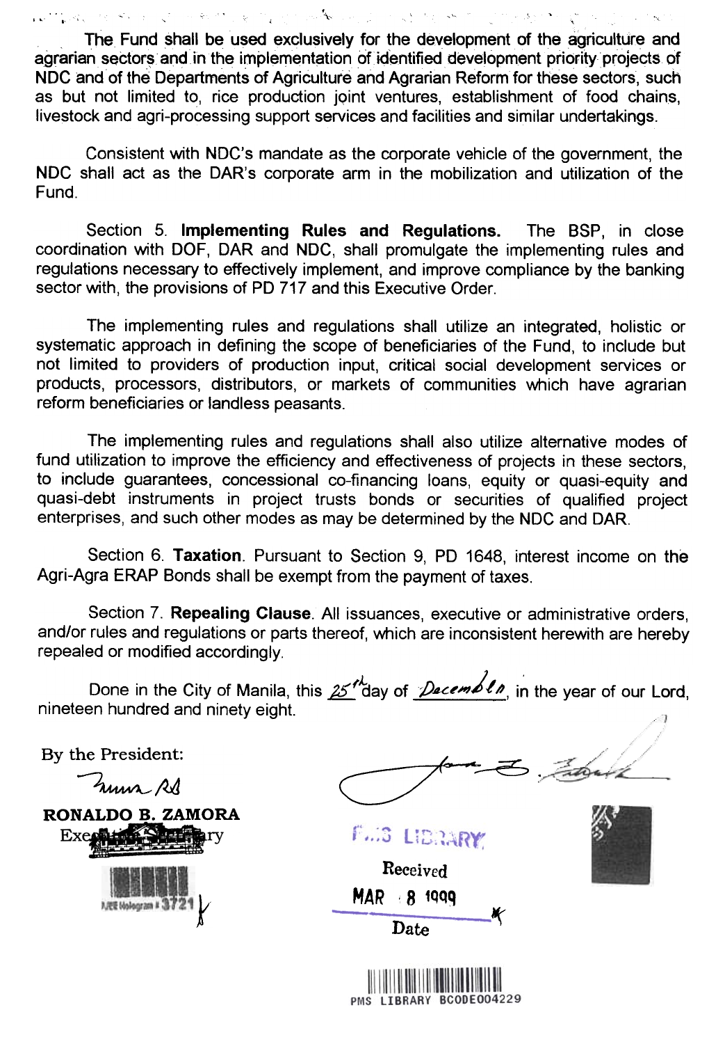The Fund shall be used exclusively for the development of the agriculture and agrarian sectors and in the implementation of identified development priority projects of NDC and of the Departments of Agriculture and Agrarian Reform for these sectors, such as but not limited to, rice production joint ventures, establishment of food chains, livestock and agri-processing support services and facilities and similar undertakings.

Consistent with NDC's mandate as the corporate vehicle of the government, the NDC shall act as the DAR's corporate arm in the mobilization and utilization of the Fund.

Section 5. **Implementing Rules and Regulations.** The BSP, in close coordination with DOF, DAR and NDC, shall promulgate the implementing rules and regulations necessary to effectively implement, and improve compliance by the banking sector with, the provisions of PD 717 and this Executive Order.

The implementing rules and regulations shall utilize an integrated, holistic or systematic approach in defining the scope of beneficiaries of the Fund, to include but not limited to providers of production input, critical social development services or products, processors, distributors, or markets of communities which have agrarian reform beneficiaries or landless peasants.

The implementing rules and regulations shall also utilize alternative modes of fund utilization to improve the efficiency and effectiveness of projects in these sectors, to include guarantees, concessional co-financing loans, equity or quasi-equity and quasi-debt instruments in project trusts bonds or securities of qualified project enterprises, and such other modes as may be determined by the NDC and DAR.

Section 6. **Taxation**. Pursuant to Section 9, PD 1648, interest income on the Agri-Agra ERAP Bonds shall be exempt from the payment of taxes.

Section 7. **Repealing Clause**. All issuances, executive or administrative orders, and/or rules and regulations or parts thereof, which are inconsistent herewith are hereby repealed or modified accordingly.

Done in the City of Manila, this 25th day of December, in the year of our Lord, nineteen hundred and ninety eight.

By the President:

**RONALDO B. ZAMORA**
Executive Secretary

PMS LIBRARY
Received
MAR 8 1999
Date

PMS LIBRARY BCODE004229